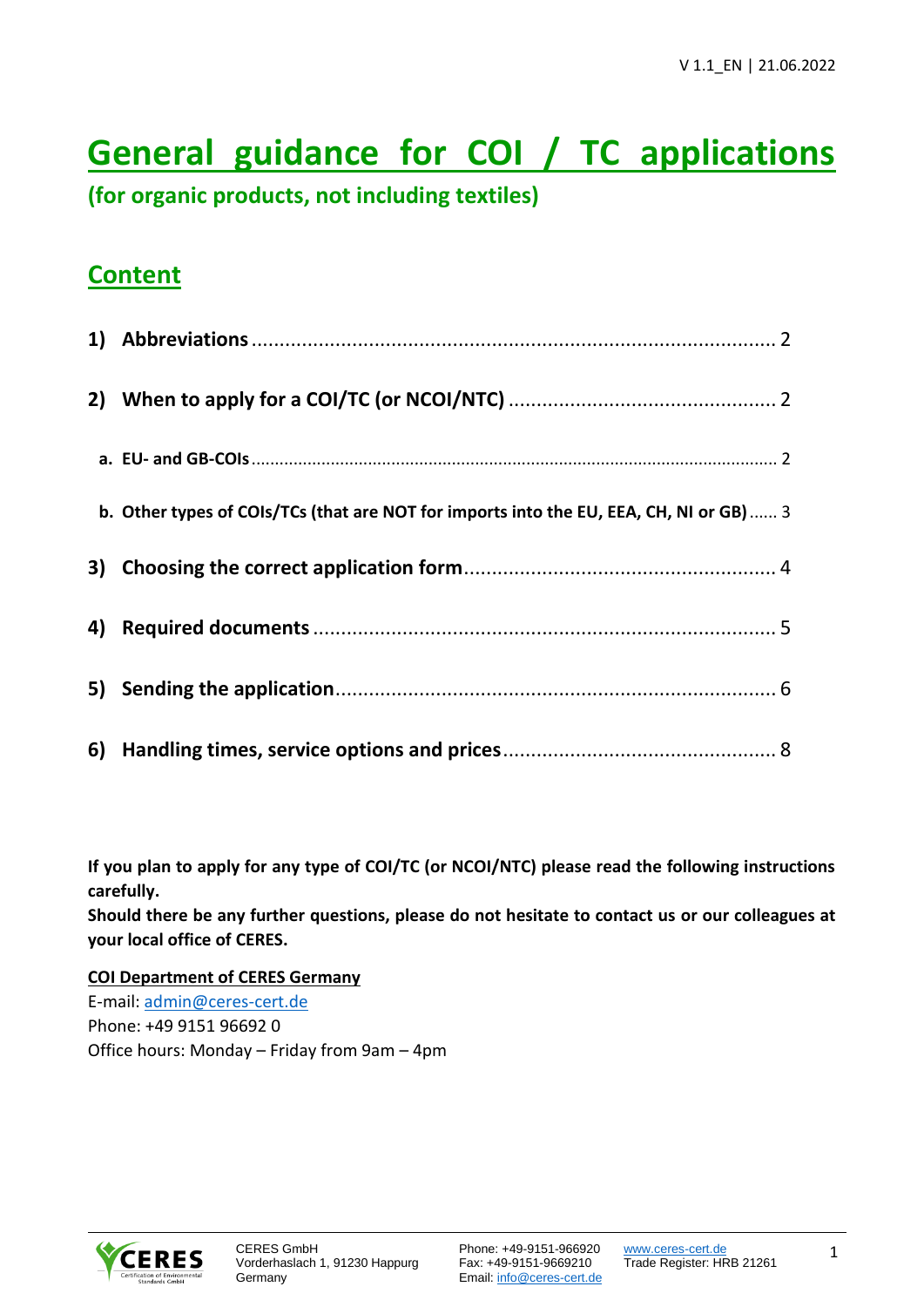V 1.1_EN | 21.06.2022

# General guidance for COI / TC applications

**(for organic products, not including textiles)**

## Content

1) **Abbreviations** .......... 2

2) **When to apply for a COI/TC (or NCOI/NTC)** .......... 2

   a. **EU- and GB-COIs** .......... 2

   b. **Other types of COIs/TCs (that are NOT for imports into the EU, EEA, CH, NI or GB)** .......... 3

3) **Choosing the correct application form** .......... 4

4) **Required documents** .......... 5

5) **Sending the application** .......... 6

6) **Handling times, service options and prices** .......... 8

**If you plan to apply for any type of COI/TC (or NCOI/NTC) please read the following instructions carefully.**
**Should there be any further questions, please do not hesitate to contact us or our colleagues at your local office of CERES.**

**COI Department of CERES Germany**
E-mail: admin@ceres-cert.de
Phone: +49 9151 96692 0
Office hours: Monday – Friday from 9am – 4pm

CERES GmbH
Vorderhaslach 1, 91230 Happurg
Germany

Phone: +49-9151-966920
Fax: +49-9151-9669210
Email: info@ceres-cert.de

www.ceres-cert.de
Trade Register: HRB 21261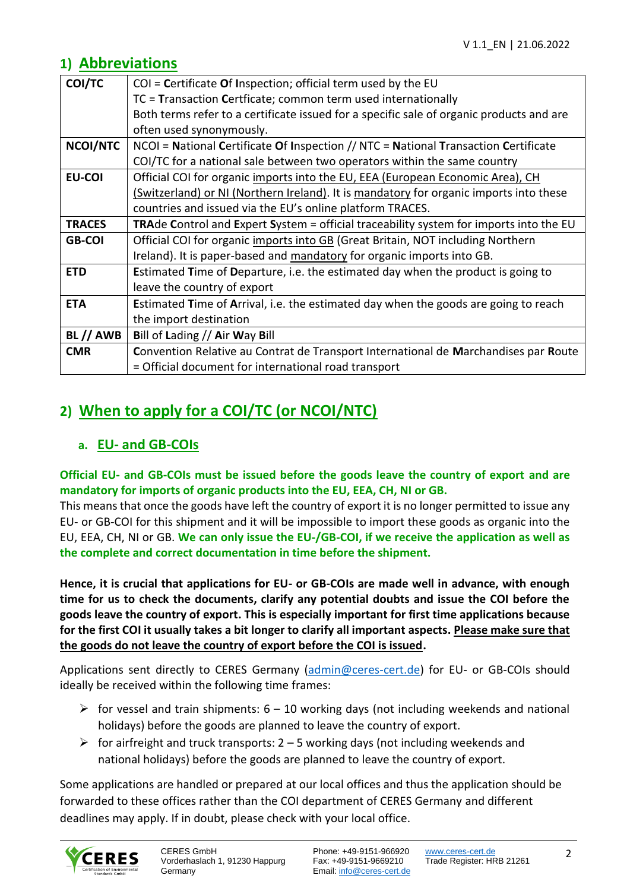## 1) Abbreviations

| | |
|---|---|
| **COI/TC** | COI = **C**ertificate **O**f **I**nspection; official term used by the EU<br>TC = **T**ransaction **C**ertficate; common term used internationally<br>Both terms refer to a certificate issued for a specific sale of organic products and are often used synonymously. |
| **NCOI/NTC** | NCOI = **N**ational **C**ertificate **O**f **I**nspection // NTC = **N**ational **T**ransaction **C**ertificate<br>COI/TC for a national sale between two operators within the same country |
| **EU-COI** | Official COI for organic imports into the EU, EEA (European Economic Area), CH (Switzerland) or NI (Northern Ireland). It is mandatory for organic imports into these countries and issued via the EU's online platform TRACES. |
| **TRACES** | **TRA**de **C**ontrol and **E**xpert **S**ystem = official traceability system for imports into the EU |
| **GB-COI** | Official COI for organic imports into GB (Great Britain, NOT including Northern Ireland). It is paper-based and mandatory for organic imports into GB. |
| **ETD** | **E**stimated **T**ime of **D**eparture, i.e. the estimated day when the product is going to leave the country of export |
| **ETA** | **E**stimated **T**ime of **A**rrival, i.e. the estimated day when the goods are going to reach the import destination |
| **BL // AWB** | **B**ill of **L**ading // **A**ir **W**ay **B**ill |
| **CMR** | **C**onvention Relative au Contrat de Transport International de **M**archandises par **R**oute = Official document for international road transport |

## 2) When to apply for a COI/TC (or NCOI/NTC)

### a. EU- and GB-COIs

**Official EU- and GB-COIs must be issued before the goods leave the country of export and are mandatory for imports of organic products into the EU, EEA, CH, NI or GB.**

This means that once the goods have left the country of export it is no longer permitted to issue any EU- or GB-COI for this shipment and it will be impossible to import these goods as organic into the EU, EEA, CH, NI or GB. **We can only issue the EU-/GB-COI, if we receive the application as well as the complete and correct documentation in time before the shipment.**

**Hence, it is crucial that applications for EU- or GB-COIs are made well in advance, with enough time for us to check the documents, clarify any potential doubts and issue the COI before the goods leave the country of export. This is especially important for first time applications because for the first COI it usually takes a bit longer to clarify all important aspects. Please make sure that the goods do not leave the country of export before the COI is issued.**

Applications sent directly to CERES Germany (admin@ceres-cert.de) for EU- or GB-COIs should ideally be received within the following time frames:

- for vessel and train shipments: 6 – 10 working days (not including weekends and national holidays) before the goods are planned to leave the country of export.
- for airfreight and truck transports: 2 – 5 working days (not including weekends and national holidays) before the goods are planned to leave the country of export.

Some applications are handled or prepared at our local offices and thus the application should be forwarded to these offices rather than the COI department of CERES Germany and different deadlines may apply. If in doubt, please check with your local office.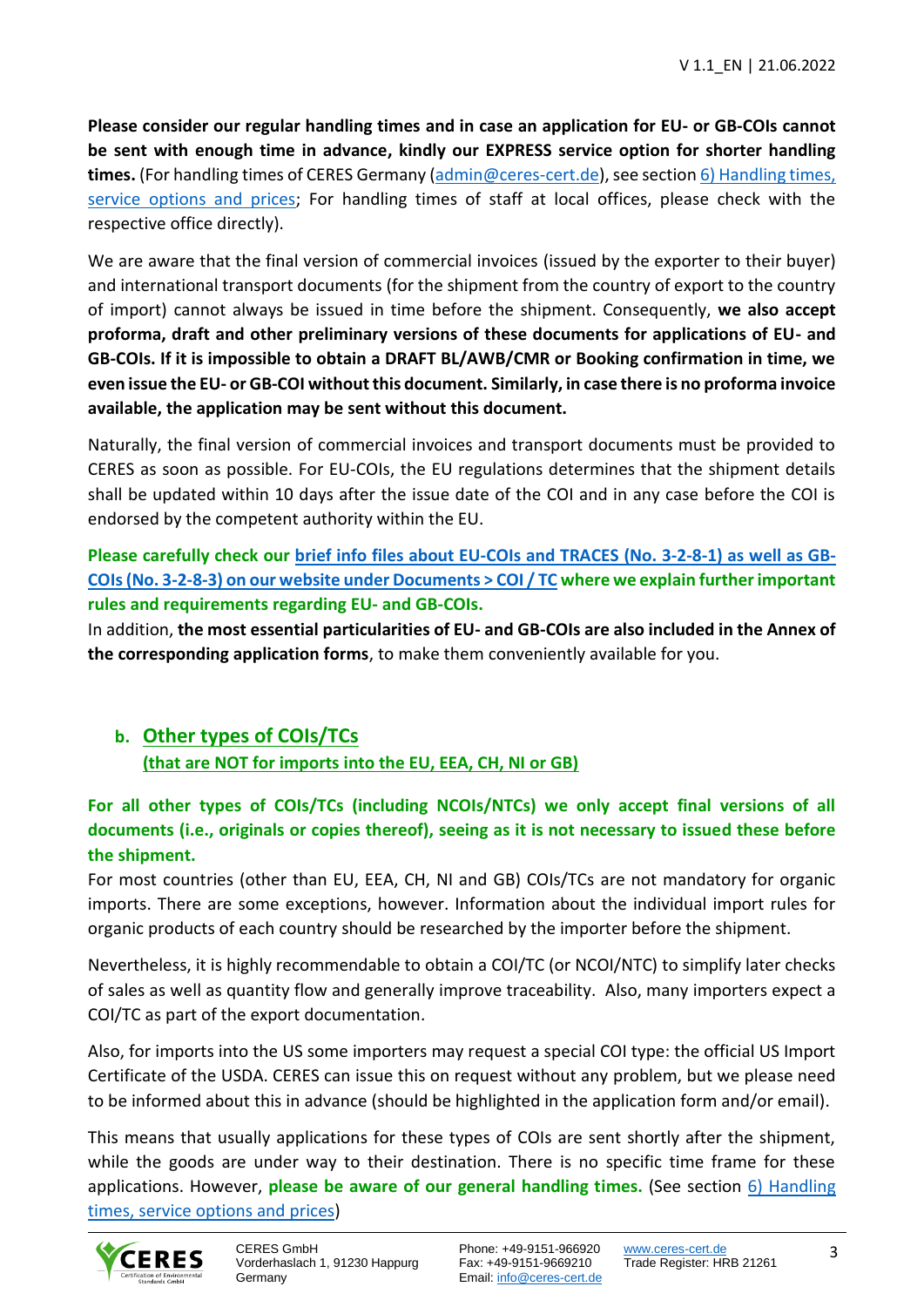**Please consider our regular handling times and in case an application for EU- or GB-COIs cannot be sent with enough time in advance, kindly our EXPRESS service option for shorter handling times.** (For handling times of CERES Germany (admin@ceres-cert.de), see section 6) Handling times, service options and prices; For handling times of staff at local offices, please check with the respective office directly).

We are aware that the final version of commercial invoices (issued by the exporter to their buyer) and international transport documents (for the shipment from the country of export to the country of import) cannot always be issued in time before the shipment. Consequently, **we also accept proforma, draft and other preliminary versions of these documents for applications of EU- and GB-COIs. If it is impossible to obtain a DRAFT BL/AWB/CMR or Booking confirmation in time, we even issue the EU- or GB-COI without this document. Similarly, in case there is no proforma invoice available, the application may be sent without this document.**

Naturally, the final version of commercial invoices and transport documents must be provided to CERES as soon as possible. For EU-COIs, the EU regulations determines that the shipment details shall be updated within 10 days after the issue date of the COI and in any case before the COI is endorsed by the competent authority within the EU.

**Please carefully check our brief info files about EU-COIs and TRACES (No. 3-2-8-1) as well as GB-COIs (No. 3-2-8-3) on our website under Documents > COI / TC where we explain further important rules and requirements regarding EU- and GB-COIs.**
In addition, **the most essential particularities of EU- and GB-COIs are also included in the Annex of the corresponding application forms**, to make them conveniently available for you.

## b. Other types of COIs/TCs (that are NOT for imports into the EU, EEA, CH, NI or GB)

**For all other types of COIs/TCs (including NCOIs/NTCs) we only accept final versions of all documents (i.e., originals or copies thereof), seeing as it is not necessary to issued these before the shipment.**
For most countries (other than EU, EEA, CH, NI and GB) COIs/TCs are not mandatory for organic imports. There are some exceptions, however. Information about the individual import rules for organic products of each country should be researched by the importer before the shipment.

Nevertheless, it is highly recommendable to obtain a COI/TC (or NCOI/NTC) to simplify later checks of sales as well as quantity flow and generally improve traceability. Also, many importers expect a COI/TC as part of the export documentation.

Also, for imports into the US some importers may request a special COI type: the official US Import Certificate of the USDA. CERES can issue this on request without any problem, but we please need to be informed about this in advance (should be highlighted in the application form and/or email).

This means that usually applications for these types of COIs are sent shortly after the shipment, while the goods are under way to their destination. There is no specific time frame for these applications. However, **please be aware of our general handling times.** (See section 6) Handling times, service options and prices)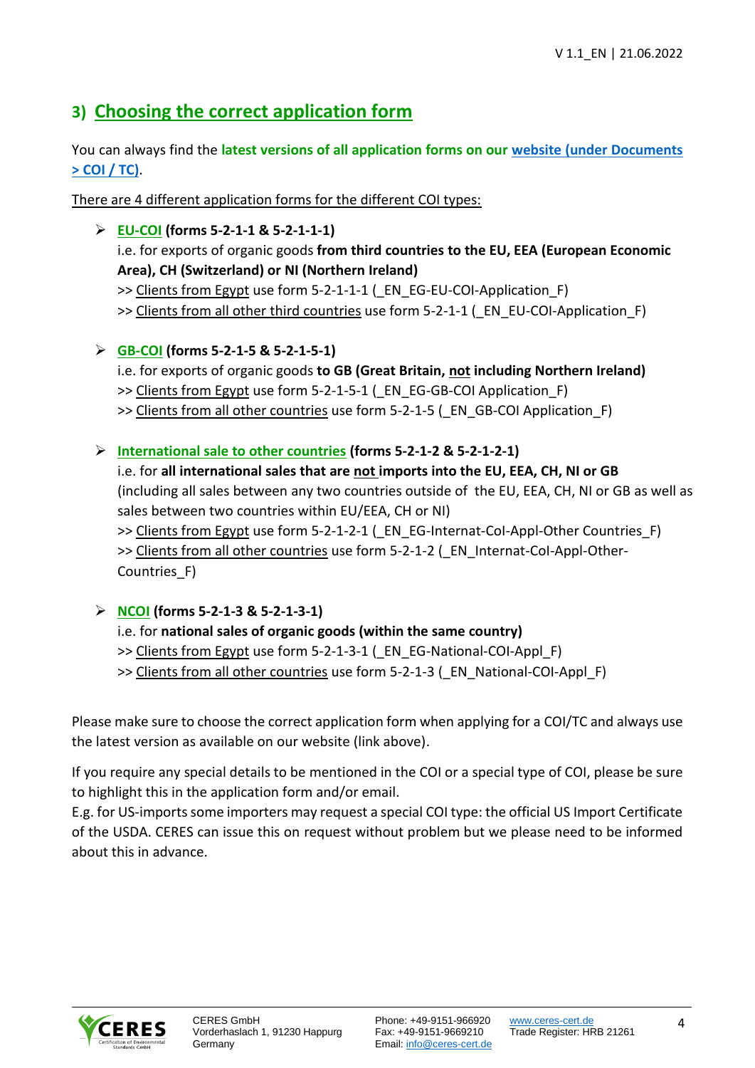## 3) Choosing the correct application form

You can always find the **latest versions of all application forms on our [website (under Documents > COI / TC)](#)**.

There are 4 different application forms for the different COI types:

- **EU-COI (forms 5-2-1-1 & 5-2-1-1-1)**
  i.e. for exports of organic goods **from third countries to the EU, EEA (European Economic Area), CH (Switzerland) or NI (Northern Ireland)**
  >> Clients from Egypt use form 5-2-1-1-1 (_EN_EG-EU-COI-Application_F)
  >> Clients from all other third countries use form 5-2-1-1 (_EN_EU-COI-Application_F)

- **GB-COI (forms 5-2-1-5 & 5-2-1-5-1)**
  i.e. for exports of organic goods **to GB (Great Britain, not including Northern Ireland)**
  >> Clients from Egypt use form 5-2-1-5-1 (_EN_EG-GB-COI Application_F)
  >> Clients from all other countries use form 5-2-1-5 (_EN_GB-COI Application_F)

- **International sale to other countries (forms 5-2-1-2 & 5-2-1-2-1)**
  i.e. for **all international sales that are not imports into the EU, EEA, CH, NI or GB** (including all sales between any two countries outside of the EU, EEA, CH, NI or GB as well as sales between two countries within EU/EEA, CH or NI)
  >> Clients from Egypt use form 5-2-1-2-1 (_EN_EG-Internat-CoI-Appl-Other Countries_F)
  >> Clients from all other countries use form 5-2-1-2 (_EN_Internat-CoI-Appl-Other-Countries_F)

- **NCOI (forms 5-2-1-3 & 5-2-1-3-1)**
  i.e. for **national sales of organic goods (within the same country)**
  >> Clients from Egypt use form 5-2-1-3-1 (_EN_EG-National-COI-Appl_F)
  >> Clients from all other countries use form 5-2-1-3 (_EN_National-COI-Appl_F)

Please make sure to choose the correct application form when applying for a COI/TC and always use the latest version as available on our website (link above).

If you require any special details to be mentioned in the COI or a special type of COI, please be sure to highlight this in the application form and/or email.
E.g. for US-imports some importers may request a special COI type: the official US Import Certificate of the USDA. CERES can issue this on request without problem but we please need to be informed about this in advance.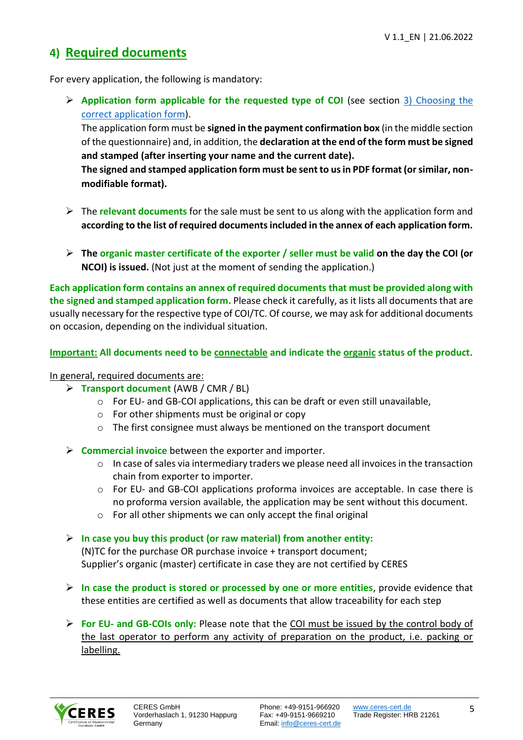## 4) Required documents

For every application, the following is mandatory:

- **Application form applicable for the requested type of COI** (see section 3) Choosing the correct application form).
  The application form must be **signed in the payment confirmation box** (in the middle section of the questionnaire) and, in addition, the **declaration at the end of the form must be signed and stamped (after inserting your name and the current date).**
  **The signed and stamped application form must be sent to us in PDF format (or similar, non-modifiable format).**

- The **relevant documents** for the sale must be sent to us along with the application form and **according to the list of required documents included in the annex of each application form.**

- **The organic master certificate of the exporter / seller must be valid on the day the COI (or NCOI) is issued.** (Not just at the moment of sending the application.)

**Each application form contains an annex of required documents that must be provided along with the signed and stamped application form.** Please check it carefully, as it lists all documents that are usually necessary for the respective type of COI/TC. Of course, we may ask for additional documents on occasion, depending on the individual situation.

**Important: All documents need to be connectable and indicate the organic status of the product.**

In general, required documents are:

- **Transport document** (AWB / CMR / BL)
  - For EU- and GB-COI applications, this can be draft or even still unavailable,
  - For other shipments must be original or copy
  - The first consignee must always be mentioned on the transport document

- **Commercial invoice** between the exporter and importer.
  - In case of sales via intermediary traders we please need all invoices in the transaction chain from exporter to importer.
  - For EU- and GB-COI applications proforma invoices are acceptable. In case there is no proforma version available, the application may be sent without this document.
  - For all other shipments we can only accept the final original

- **In case you buy this product (or raw material) from another entity:**
  (N)TC for the purchase OR purchase invoice + transport document;
  Supplier's organic (master) certificate in case they are not certified by CERES

- **In case the product is stored or processed by one or more entities**, provide evidence that these entities are certified as well as documents that allow traceability for each step

- **For EU- and GB-COIs only:** Please note that the COI must be issued by the control body of the last operator to perform any activity of preparation on the product, i.e. packing or labelling.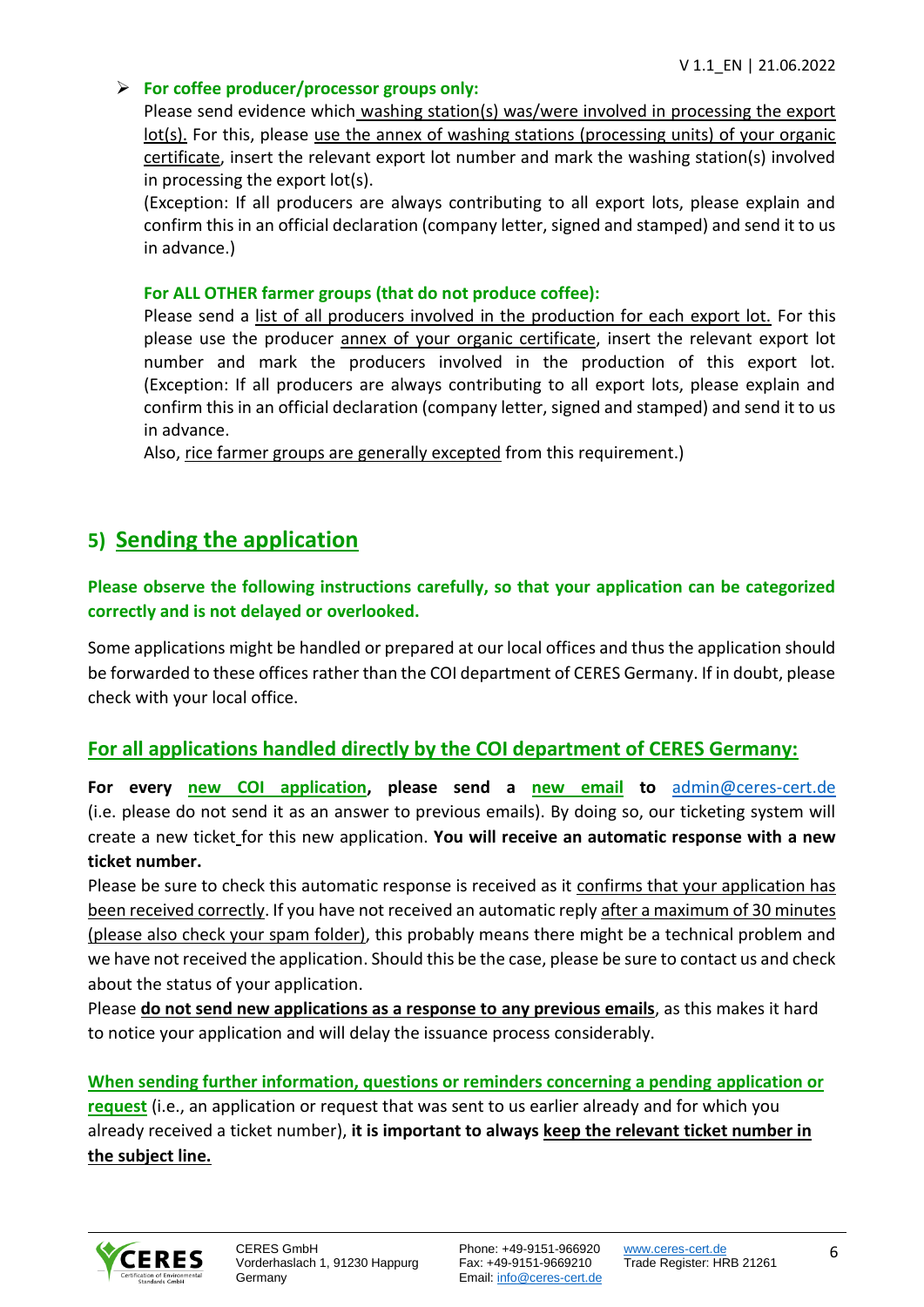- **For coffee producer/processor groups only:**

  Please send evidence which washing station(s) was/were involved in processing the export lot(s). For this, please use the annex of washing stations (processing units) of your organic certificate, insert the relevant export lot number and mark the washing station(s) involved in processing the export lot(s).

  (Exception: If all producers are always contributing to all export lots, please explain and confirm this in an official declaration (company letter, signed and stamped) and send it to us in advance.)

  **For ALL OTHER farmer groups (that do not produce coffee):**

  Please send a list of all producers involved in the production for each export lot. For this please use the producer annex of your organic certificate, insert the relevant export lot number and mark the producers involved in the production of this export lot. (Exception: If all producers are always contributing to all export lots, please explain and confirm this in an official declaration (company letter, signed and stamped) and send it to us in advance.

  Also, rice farmer groups are generally excepted from this requirement.)

## 5) Sending the application

**Please observe the following instructions carefully, so that your application can be categorized correctly and is not delayed or overlooked.**

Some applications might be handled or prepared at our local offices and thus the application should be forwarded to these offices rather than the COI department of CERES Germany. If in doubt, please check with your local office.

### For all applications handled directly by the COI department of CERES Germany:

**For every new COI application, please send a new email to** admin@ceres-cert.de (i.e. please do not send it as an answer to previous emails). By doing so, our ticketing system will create a new ticket for this new application. **You will receive an automatic response with a new ticket number.**

Please be sure to check this automatic response is received as it confirms that your application has been received correctly. If you have not received an automatic reply after a maximum of 30 minutes (please also check your spam folder), this probably means there might be a technical problem and we have not received the application. Should this be the case, please be sure to contact us and check about the status of your application.

Please **do not send new applications as a response to any previous emails**, as this makes it hard to notice your application and will delay the issuance process considerably.

**When sending further information, questions or reminders concerning a pending application or request** (i.e., an application or request that was sent to us earlier already and for which you already received a ticket number), **it is important to always keep the relevant ticket number in the subject line.**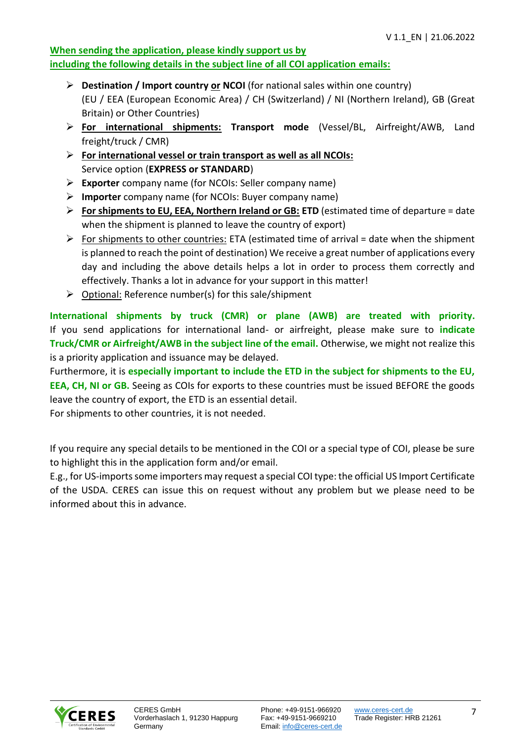**When sending the application, please kindly support us by including the following details in the subject line of all COI application emails:**

- **Destination / Import country or NCOI** (for national sales within one country) (EU / EEA (European Economic Area) / CH (Switzerland) / NI (Northern Ireland), GB (Great Britain) or Other Countries)
- **For international shipments: Transport mode** (Vessel/BL, Airfreight/AWB, Land freight/truck / CMR)
- **For international vessel or train transport as well as all NCOIs:** Service option (**EXPRESS or STANDARD**)
- **Exporter** company name (for NCOIs: Seller company name)
- **Importer** company name (for NCOIs: Buyer company name)
- **For shipments to EU, EEA, Northern Ireland or GB: ETD** (estimated time of departure = date when the shipment is planned to leave the country of export)
- For shipments to other countries: ETA (estimated time of arrival = date when the shipment is planned to reach the point of destination) We receive a great number of applications every day and including the above details helps a lot in order to process them correctly and effectively. Thanks a lot in advance for your support in this matter!
- Optional: Reference number(s) for this sale/shipment

**International shipments by truck (CMR) or plane (AWB) are treated with priority.** If you send applications for international land- or airfreight, please make sure to **indicate Truck/CMR or Airfreight/AWB in the subject line of the email.** Otherwise, we might not realize this is a priority application and issuance may be delayed.

Furthermore, it is **especially important to include the ETD in the subject for shipments to the EU, EEA, CH, NI or GB.** Seeing as COIs for exports to these countries must be issued BEFORE the goods leave the country of export, the ETD is an essential detail.

For shipments to other countries, it is not needed.

If you require any special details to be mentioned in the COI or a special type of COI, please be sure to highlight this in the application form and/or email.

E.g., for US-imports some importers may request a special COI type: the official US Import Certificate of the USDA. CERES can issue this on request without any problem but we please need to be informed about this in advance.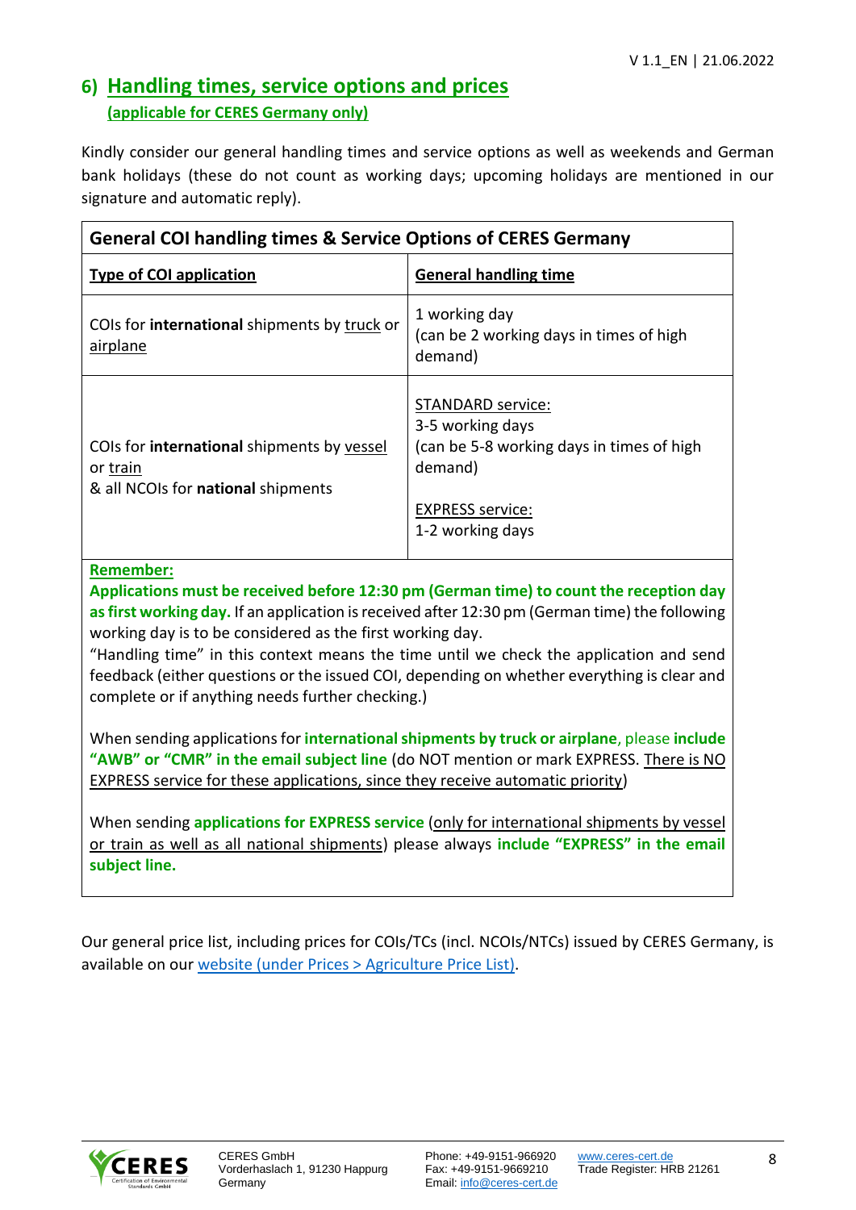## 6) Handling times, service options and prices

**(applicable for CERES Germany only)**

Kindly consider our general handling times and service options as well as weekends and German bank holidays (these do not count as working days; upcoming holidays are mentioned in our signature and automatic reply).

**General COI handling times & Service Options of CERES Germany**

| Type of COI application | General handling time |
|---|---|
| COIs for **international** shipments by truck or airplane | 1 working day (can be 2 working days in times of high demand) |
| COIs for **international** shipments by vessel or train & all NCOIs for **national** shipments | STANDARD service: 3-5 working days (can be 5-8 working days in times of high demand)<br><br>EXPRESS service: 1-2 working days |

**Remember:**
**Applications must be received before 12:30 pm (German time) to count the reception day as first working day.** If an application is received after 12:30 pm (German time) the following working day is to be considered as the first working day.
"Handling time" in this context means the time until we check the application and send feedback (either questions or the issued COI, depending on whether everything is clear and complete or if anything needs further checking.)

When sending applications for **international shipments by truck or airplane**, please **include "AWB" or "CMR" in the email subject line** (do NOT mention or mark EXPRESS. There is NO EXPRESS service for these applications, since they receive automatic priority)

When sending **applications for EXPRESS service** (only for international shipments by vessel or train as well as all national shipments) please always **include "EXPRESS" in the email subject line.**

Our general price list, including prices for COIs/TCs (incl. NCOIs/NTCs) issued by CERES Germany, is available on our website (under Prices > Agriculture Price List).